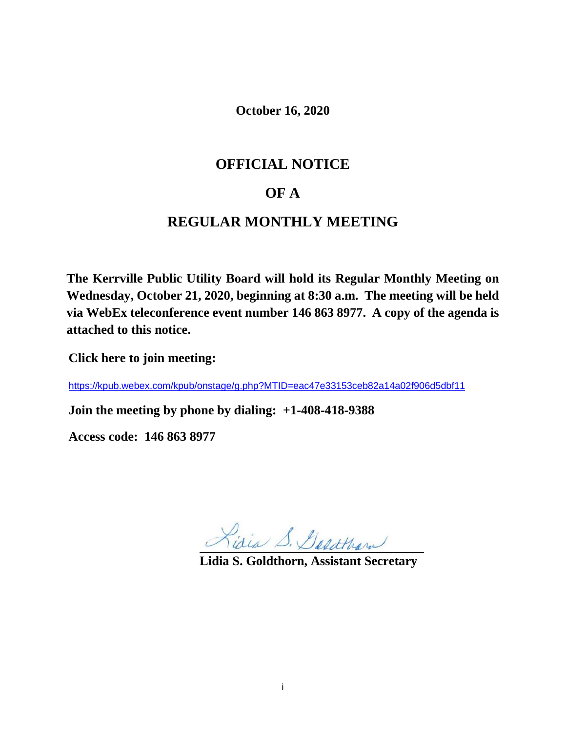**October 16, 2020**

# OFFICIAL NOTICE

# OF A

# REGULAR MONTHLY MEETING

**The Kerrville Public Utility Board will hold its Regular Monthly Meeting on Wednesday, October 21, 2020, beginning at 8:30 a.m. The meeting will be held via WebEx teleconference event number 146 863 8977. A copy of the agenda is attached to this notice.**

**Click here to join meeting:**

https://kpub.webex.com/kpub/onstage/g.php?MTID=eac47e33153ceb82a14a02f906d5dbf11

**Join the meeting by phone by dialing: +1-408-418-9388**

**Access code: 146 863 8977**

Lidia S. Goldthorn

**Lidia S. Goldthorn, Assistant Secretary**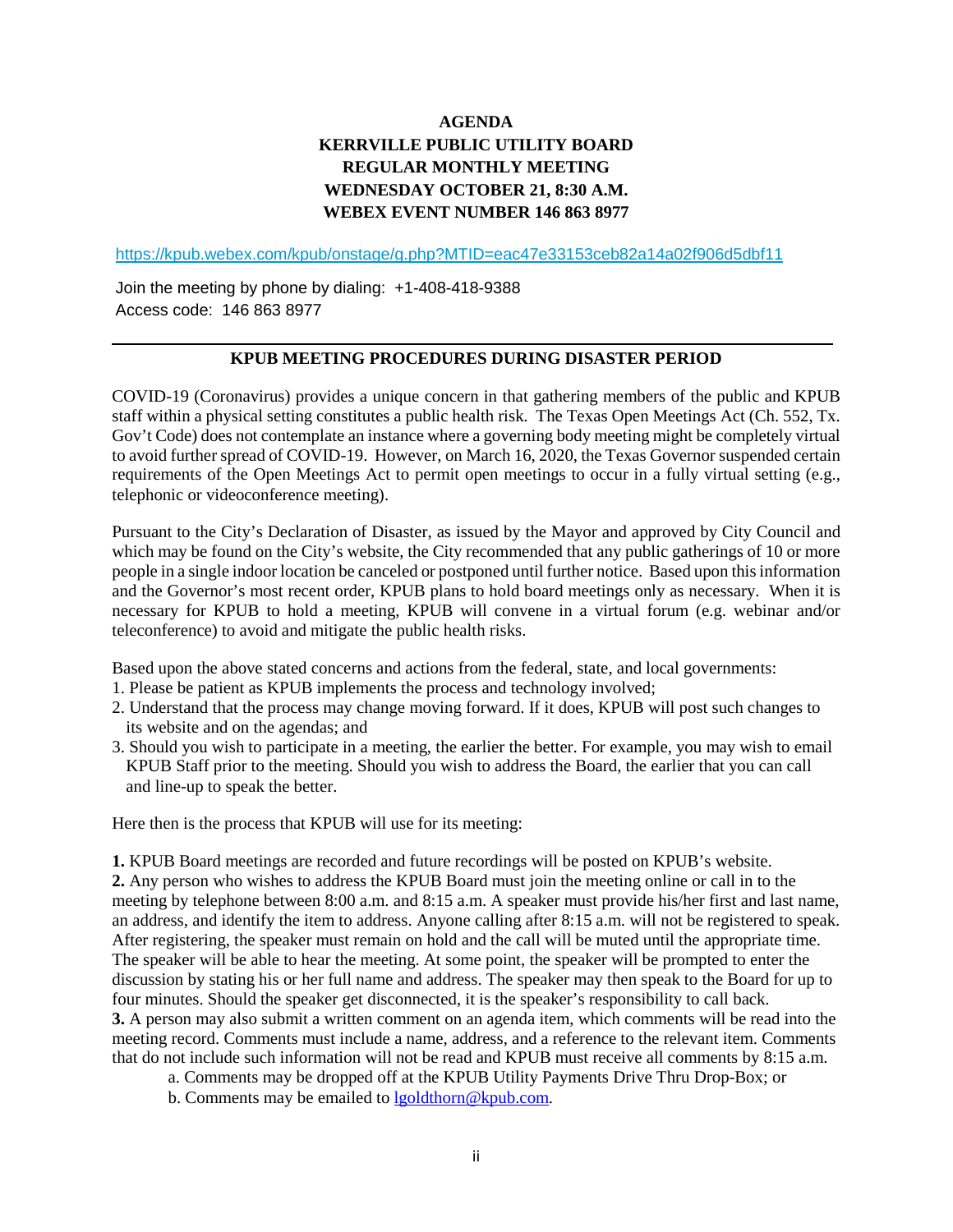**AGENDA**
**KERRVILLE PUBLIC UTILITY BOARD**
**REGULAR MONTHLY MEETING**
**WEDNESDAY OCTOBER 21, 8:30 A.M.**
**WEBEX EVENT NUMBER 146 863 8977**

https://kpub.webex.com/kpub/onstage/g.php?MTID=eac47e33153ceb82a14a02f906d5dbf11

Join the meeting by phone by dialing: +1-408-418-9388
Access code: 146 863 8977

---

## KPUB MEETING PROCEDURES DURING DISASTER PERIOD

COVID-19 (Coronavirus) provides a unique concern in that gathering members of the public and KPUB staff within a physical setting constitutes a public health risk. The Texas Open Meetings Act (Ch. 552, Tx. Gov't Code) does not contemplate an instance where a governing body meeting might be completely virtual to avoid further spread of COVID-19. However, on March 16, 2020, the Texas Governor suspended certain requirements of the Open Meetings Act to permit open meetings to occur in a fully virtual setting (e.g., telephonic or videoconference meeting).

Pursuant to the City's Declaration of Disaster, as issued by the Mayor and approved by City Council and which may be found on the City's website, the City recommended that any public gatherings of 10 or more people in a single indoor location be canceled or postponed until further notice. Based upon this information and the Governor's most recent order, KPUB plans to hold board meetings only as necessary. When it is necessary for KPUB to hold a meeting, KPUB will convene in a virtual forum (e.g. webinar and/or teleconference) to avoid and mitigate the public health risks.

Based upon the above stated concerns and actions from the federal, state, and local governments:

1. Please be patient as KPUB implements the process and technology involved;
2. Understand that the process may change moving forward. If it does, KPUB will post such changes to its website and on the agendas; and
3. Should you wish to participate in a meeting, the earlier the better. For example, you may wish to email KPUB Staff prior to the meeting. Should you wish to address the Board, the earlier that you can call and line-up to speak the better.

Here then is the process that KPUB will use for its meeting:

**1.** KPUB Board meetings are recorded and future recordings will be posted on KPUB's website.
**2.** Any person who wishes to address the KPUB Board must join the meeting online or call in to the meeting by telephone between 8:00 a.m. and 8:15 a.m. A speaker must provide his/her first and last name, an address, and identify the item to address. Anyone calling after 8:15 a.m. will not be registered to speak. After registering, the speaker must remain on hold and the call will be muted until the appropriate time. The speaker will be able to hear the meeting. At some point, the speaker will be prompted to enter the discussion by stating his or her full name and address. The speaker may then speak to the Board for up to four minutes. Should the speaker get disconnected, it is the speaker's responsibility to call back.
**3.** A person may also submit a written comment on an agenda item, which comments will be read into the meeting record. Comments must include a name, address, and a reference to the relevant item. Comments that do not include such information will not be read and KPUB must receive all comments by 8:15 a.m.

   a. Comments may be dropped off at the KPUB Utility Payments Drive Thru Drop-Box; or
   b. Comments may be emailed to lgoldthorn@kpub.com.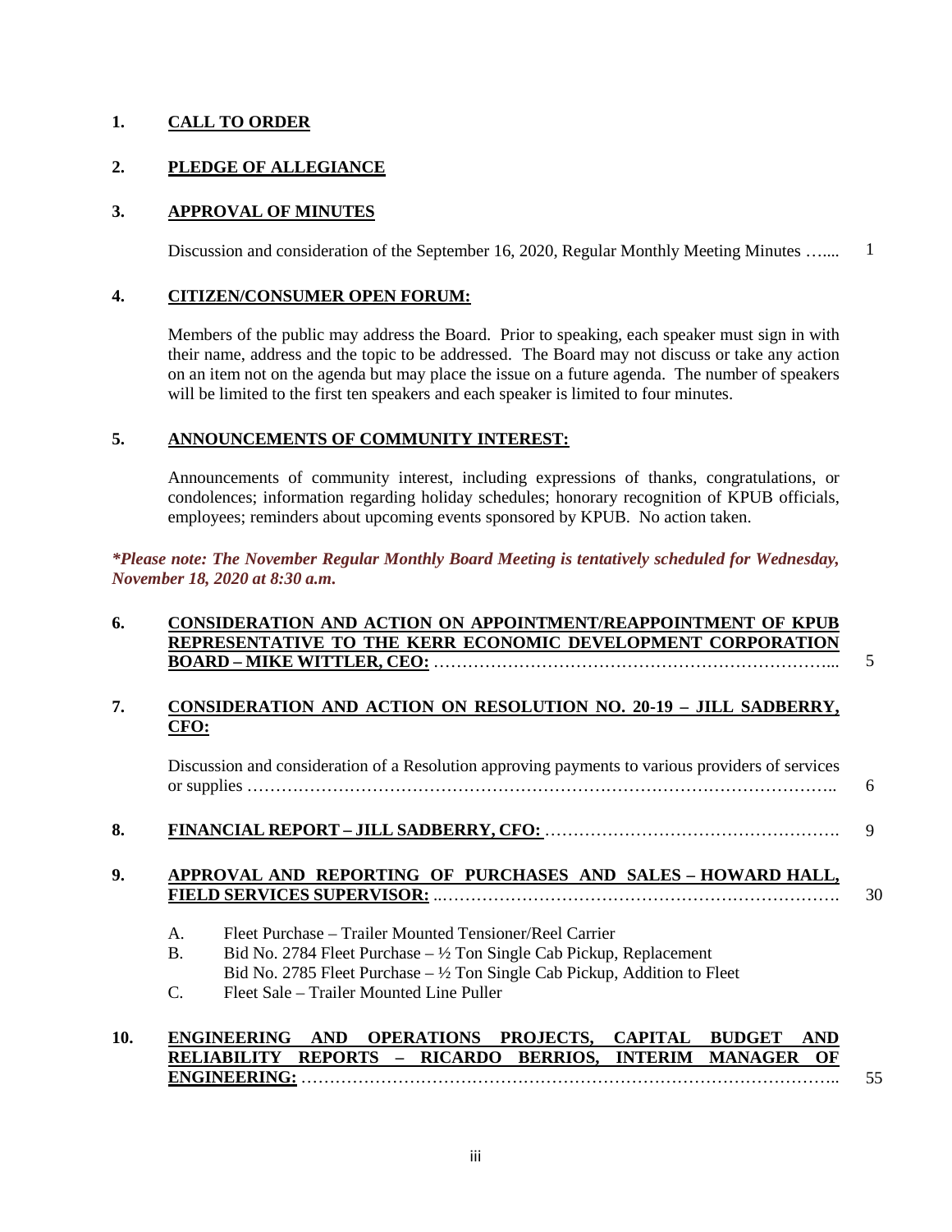**1. CALL TO ORDER**

**2. PLEDGE OF ALLEGIANCE**

**3. APPROVAL OF MINUTES**

Discussion and consideration of the September 16, 2020, Regular Monthly Meeting Minutes …..... 1

**4. CITIZEN/CONSUMER OPEN FORUM:**

Members of the public may address the Board. Prior to speaking, each speaker must sign in with their name, address and the topic to be addressed. The Board may not discuss or take any action on an item not on the agenda but may place the issue on a future agenda. The number of speakers will be limited to the first ten speakers and each speaker is limited to four minutes.

**5. ANNOUNCEMENTS OF COMMUNITY INTEREST:**

Announcements of community interest, including expressions of thanks, congratulations, or condolences; information regarding holiday schedules; honorary recognition of KPUB officials, employees; reminders about upcoming events sponsored by KPUB. No action taken.

***\*Please note: The November Regular Monthly Board Meeting is tentatively scheduled for Wednesday, November 18, 2020 at 8:30 a.m.***

**6. CONSIDERATION AND ACTION ON APPOINTMENT/REAPPOINTMENT OF KPUB REPRESENTATIVE TO THE KERR ECONOMIC DEVELOPMENT CORPORATION BOARD – MIKE WITTLER, CEO:** …………………………………………………………... 5

**7. CONSIDERATION AND ACTION ON RESOLUTION NO. 20-19 – JILL SADBERRY, CFO:**

Discussion and consideration of a Resolution approving payments to various providers of services or supplies ……………………………………………………………………………………….. 6

**8. FINANCIAL REPORT – JILL SADBERRY, CFO:** ……………………………………………. 9

**9. APPROVAL AND REPORTING OF PURCHASES AND SALES – HOWARD HALL, FIELD SERVICES SUPERVISOR:** ……………………………………………………………. 30

A. Fleet Purchase – Trailer Mounted Tensioner/Reel Carrier
B. Bid No. 2784 Fleet Purchase – ½ Ton Single Cab Pickup, Replacement
   Bid No. 2785 Fleet Purchase – ½ Ton Single Cab Pickup, Addition to Fleet
C. Fleet Sale – Trailer Mounted Line Puller

**10. ENGINEERING AND OPERATIONS PROJECTS, CAPITAL BUDGET AND RELIABILITY REPORTS – RICARDO BERRIOS, INTERIM MANAGER OF ENGINEERING:** ……………………………………………………………………………….. 55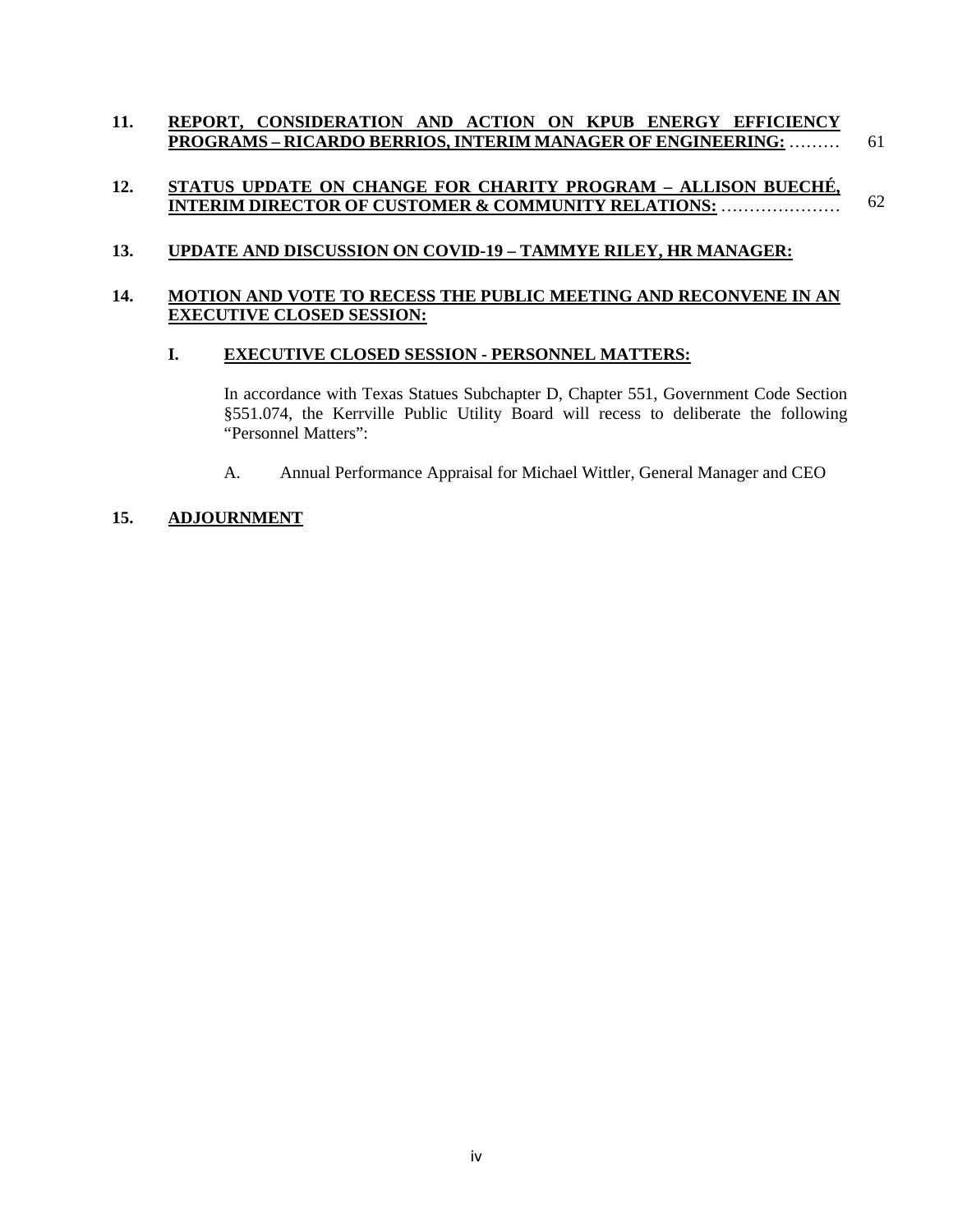**11. REPORT, CONSIDERATION AND ACTION ON KPUB ENERGY EFFICIENCY PROGRAMS – RICARDO BERRIOS, INTERIM MANAGER OF ENGINEERING:** ……… 61

**12. STATUS UPDATE ON CHANGE FOR CHARITY PROGRAM – ALLISON BUECHÉ, INTERIM DIRECTOR OF CUSTOMER & COMMUNITY RELATIONS:** ………………… 62

**13. UPDATE AND DISCUSSION ON COVID-19 – TAMMYE RILEY, HR MANAGER:**

**14. MOTION AND VOTE TO RECESS THE PUBLIC MEETING AND RECONVENE IN AN EXECUTIVE CLOSED SESSION:**

**I. EXECUTIVE CLOSED SESSION - PERSONNEL MATTERS:**

In accordance with Texas Statues Subchapter D, Chapter 551, Government Code Section §551.074, the Kerrville Public Utility Board will recess to deliberate the following "Personnel Matters":

A. Annual Performance Appraisal for Michael Wittler, General Manager and CEO

**15. ADJOURNMENT**